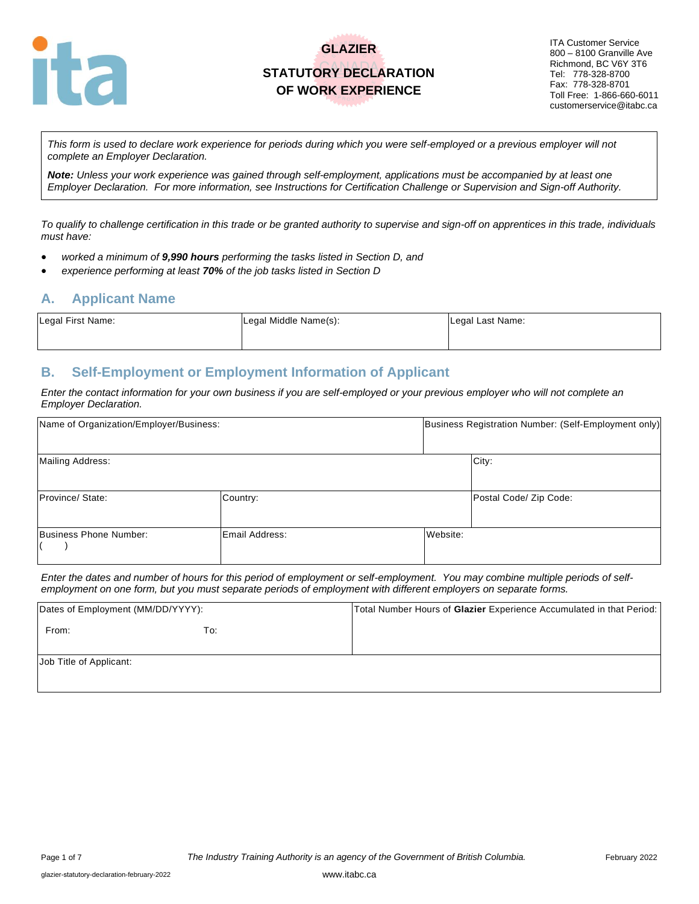ITA Customer Service
800 – 8100 Granville Ave
Richmond, BC V6Y 3T6
Tel: 778-328-8700
Fax: 778-328-8701
Toll Free: 1-866-660-6011
customerservice@itabc.ca

# GLAZIER

# STATUTORY DECLARATION OF WORK EXPERIENCE

*This form is used to declare work experience for periods during which you were self-employed or a previous employer will not complete an Employer Declaration.*

***Note:*** *Unless your work experience was gained through self-employment, applications must be accompanied by at least one Employer Declaration. For more information, see Instructions for Certification Challenge or Supervision and Sign-off Authority.*

*To qualify to challenge certification in this trade or be granted authority to supervise and sign-off on apprentices in this trade, individuals must have:*

- *worked a minimum of **9,990 hours** performing the tasks listed in Section D, and*
- *experience performing at least **70%** of the job tasks listed in Section D*

## A. Applicant Name

| Legal First Name: | Legal Middle Name(s): | Legal Last Name: |
|---|---|---|
| | | |

## B. Self-Employment or Employment Information of Applicant

*Enter the contact information for your own business if you are self-employed or your previous employer who will not complete an Employer Declaration.*

| Name of Organization/Employer/Business: | | Business Registration Number: (Self-Employment only) |
|---|---|---|
| **Mailing Address:** | | **City:** |
| **Province/ State:** | **Country:** | **Postal Code/ Zip Code:** |
| **Business Phone Number:** ( ) | **Email Address:** | **Website:** |

*Enter the dates and number of hours for this period of employment or self-employment. You may combine multiple periods of self-employment on one form, but you must separate periods of employment with different employers on separate forms.*

| Dates of Employment (MM/DD/YYYY): From: To: | Total Number Hours of **Glazier** Experience Accumulated in that Period: |
|---|---|
| Job Title of Applicant: | |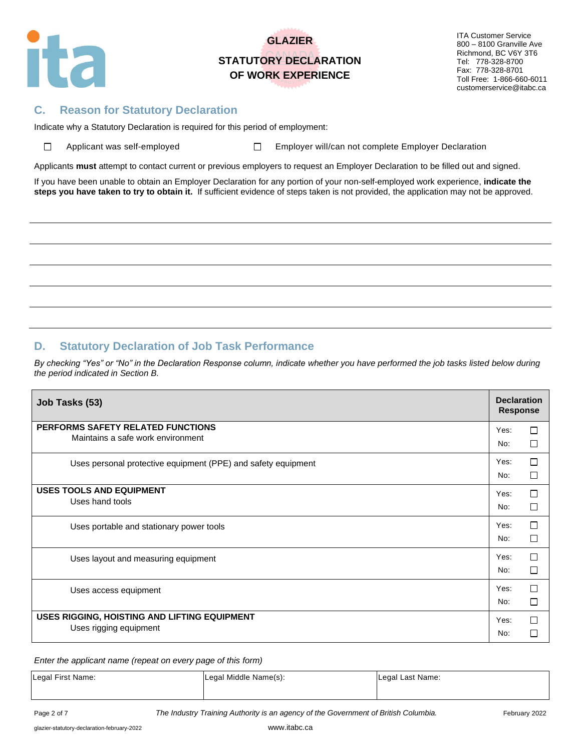GLAZIER

STATUTORY DECLARATION OF WORK EXPERIENCE

ITA Customer Service
800 – 8100 Granville Ave
Richmond, BC V6Y 3T6
Tel: 778-328-8700
Fax: 778-328-8701
Toll Free: 1-866-660-6011
customerservice@itabc.ca

## C. Reason for Statutory Declaration

Indicate why a Statutory Declaration is required for this period of employment:

☐ Applicant was self-employed ☐ Employer will/can not complete Employer Declaration

Applicants **must** attempt to contact current or previous employers to request an Employer Declaration to be filled out and signed.

If you have been unable to obtain an Employer Declaration for any portion of your non-self-employed work experience, **indicate the steps you have taken to try to obtain it.** If sufficient evidence of steps taken is not provided, the application may not be approved.

\_\_\_\_\_\_\_\_\_\_\_\_\_\_\_\_\_\_\_\_\_\_\_\_\_\_\_\_\_\_\_\_\_\_\_\_\_\_\_\_\_\_\_\_\_\_\_\_\_\_\_\_\_\_\_\_\_\_\_\_\_\_\_\_\_\_\_\_\_\_\_\_\_\_

\_\_\_\_\_\_\_\_\_\_\_\_\_\_\_\_\_\_\_\_\_\_\_\_\_\_\_\_\_\_\_\_\_\_\_\_\_\_\_\_\_\_\_\_\_\_\_\_\_\_\_\_\_\_\_\_\_\_\_\_\_\_\_\_\_\_\_\_\_\_\_\_\_\_

\_\_\_\_\_\_\_\_\_\_\_\_\_\_\_\_\_\_\_\_\_\_\_\_\_\_\_\_\_\_\_\_\_\_\_\_\_\_\_\_\_\_\_\_\_\_\_\_\_\_\_\_\_\_\_\_\_\_\_\_\_\_\_\_\_\_\_\_\_\_\_\_\_\_

\_\_\_\_\_\_\_\_\_\_\_\_\_\_\_\_\_\_\_\_\_\_\_\_\_\_\_\_\_\_\_\_\_\_\_\_\_\_\_\_\_\_\_\_\_\_\_\_\_\_\_\_\_\_\_\_\_\_\_\_\_\_\_\_\_\_\_\_\_\_\_\_\_\_

\_\_\_\_\_\_\_\_\_\_\_\_\_\_\_\_\_\_\_\_\_\_\_\_\_\_\_\_\_\_\_\_\_\_\_\_\_\_\_\_\_\_\_\_\_\_\_\_\_\_\_\_\_\_\_\_\_\_\_\_\_\_\_\_\_\_\_\_\_\_\_\_\_\_

## D. Statutory Declaration of Job Task Performance

*By checking "Yes" or "No" in the Declaration Response column, indicate whether you have performed the job tasks listed below during the period indicated in Section B.*

| Job Tasks (53) | Declaration Response |
|---|---|
| **PERFORMS SAFETY RELATED FUNCTIONS**<br>Maintains a safe work environment | Yes: ☐<br>No: ☐ |
| Uses personal protective equipment (PPE) and safety equipment | Yes: ☐<br>No: ☐ |
| **USES TOOLS AND EQUIPMENT**<br>Uses hand tools | Yes: ☐<br>No: ☐ |
| Uses portable and stationary power tools | Yes: ☐<br>No: ☐ |
| Uses layout and measuring equipment | Yes: ☐<br>No: ☐ |
| Uses access equipment | Yes: ☐<br>No: ☐ |
| **USES RIGGING, HOISTING AND LIFTING EQUIPMENT**<br>Uses rigging equipment | Yes: ☐<br>No: ☐ |

*Enter the applicant name (repeat on every page of this form)*

| Legal First Name: | Legal Middle Name(s): | Legal Last Name: |
|---|---|---|
| | | |

The Industry Training Authority is an agency of the Government of British Columbia.

February 2022

glazier-statutory-declaration-february-2022

www.itabc.ca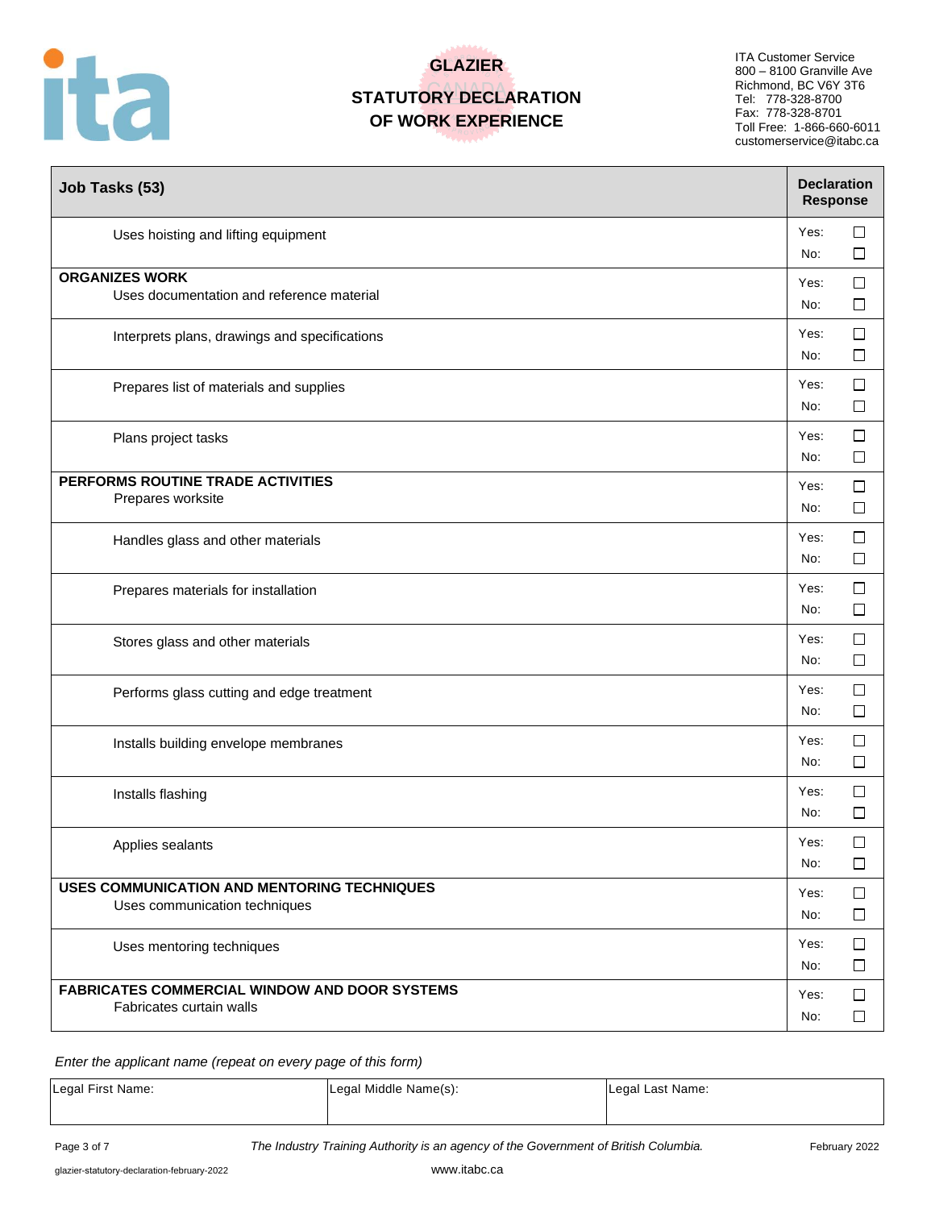# GLAZIER

## STATUTORY DECLARATION OF WORK EXPERIENCE

ITA Customer Service
800 – 8100 Granville Ave
Richmond, BC V6Y 3T6
Tel: 778-328-8700
Fax: 778-328-8701
Toll Free: 1-866-660-6011
customerservice@itabc.ca

| Job Tasks (53) | Declaration Response |
|---|---|
| Uses hoisting and lifting equipment | Yes: ☐ No: ☐ |
| **ORGANIZES WORK** Uses documentation and reference material | Yes: ☐ No: ☐ |
| Interprets plans, drawings and specifications | Yes: ☐ No: ☐ |
| Prepares list of materials and supplies | Yes: ☐ No: ☐ |
| Plans project tasks | Yes: ☐ No: ☐ |
| **PERFORMS ROUTINE TRADE ACTIVITIES** Prepares worksite | Yes: ☐ No: ☐ |
| Handles glass and other materials | Yes: ☐ No: ☐ |
| Prepares materials for installation | Yes: ☐ No: ☐ |
| Stores glass and other materials | Yes: ☐ No: ☐ |
| Performs glass cutting and edge treatment | Yes: ☐ No: ☐ |
| Installs building envelope membranes | Yes: ☐ No: ☐ |
| Installs flashing | Yes: ☐ No: ☐ |
| Applies sealants | Yes: ☐ No: ☐ |
| **USES COMMUNICATION AND MENTORING TECHNIQUES** Uses communication techniques | Yes: ☐ No: ☐ |
| Uses mentoring techniques | Yes: ☐ No: ☐ |
| **FABRICATES COMMERCIAL WINDOW AND DOOR SYSTEMS** Fabricates curtain walls | Yes: ☐ No: ☐ |

*Enter the applicant name (repeat on every page of this form)*

| Legal First Name: | Legal Middle Name(s): | Legal Last Name: |
|---|---|---|
| | | |

*The Industry Training Authority is an agency of the Government of British Columbia.*

February 2022

glazier-statutory-declaration-february-2022

www.itabc.ca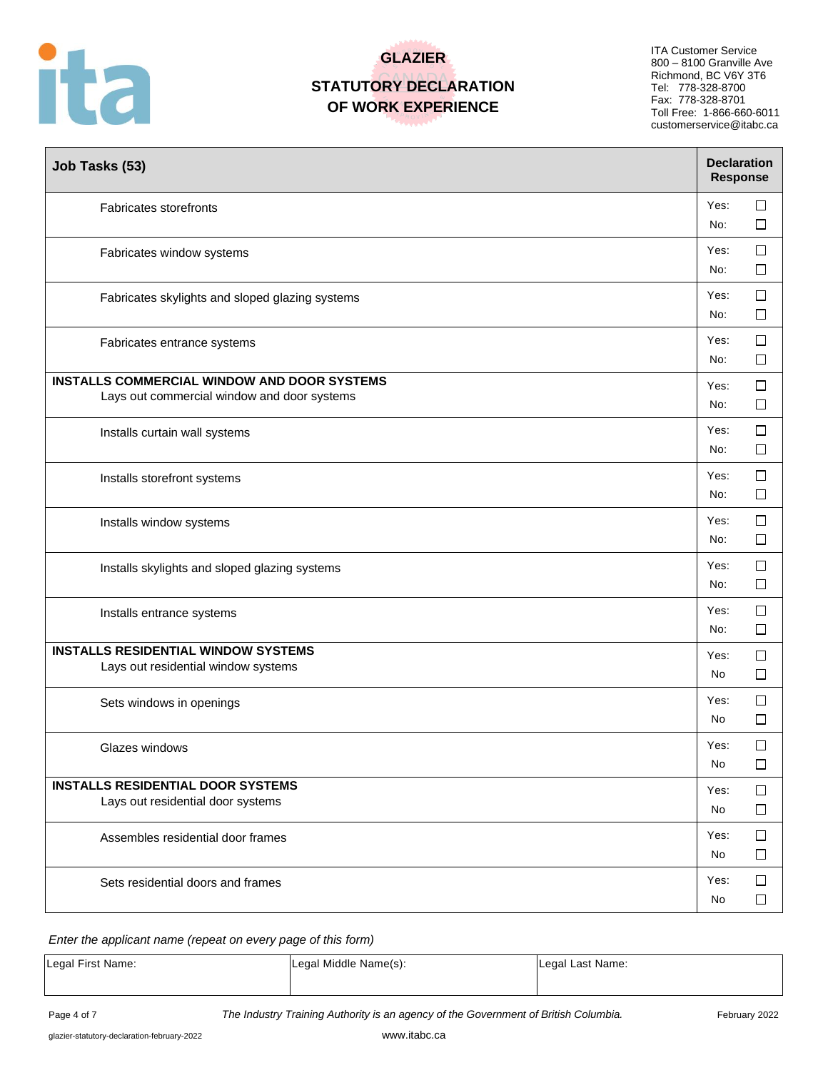# GLAZIER

## STATUTORY DECLARATION OF WORK EXPERIENCE

ITA Customer Service
800 – 8100 Granville Ave
Richmond, BC V6Y 3T6
Tel: 778-328-8700
Fax: 778-328-8701
Toll Free: 1-866-660-6011
customerservice@itabc.ca

| Job Tasks (53) | Declaration Response |
|---|---|
| Fabricates storefronts | Yes: ☐ No: ☐ |
| Fabricates window systems | Yes: ☐ No: ☐ |
| Fabricates skylights and sloped glazing systems | Yes: ☐ No: ☐ |
| Fabricates entrance systems | Yes: ☐ No: ☐ |
| **INSTALLS COMMERCIAL WINDOW AND DOOR SYSTEMS** Lays out commercial window and door systems | Yes: ☐ No: ☐ |
| Installs curtain wall systems | Yes: ☐ No: ☐ |
| Installs storefront systems | Yes: ☐ No: ☐ |
| Installs window systems | Yes: ☐ No: ☐ |
| Installs skylights and sloped glazing systems | Yes: ☐ No: ☐ |
| Installs entrance systems | Yes: ☐ No: ☐ |
| **INSTALLS RESIDENTIAL WINDOW SYSTEMS** Lays out residential window systems | Yes: ☐ No ☐ |
| Sets windows in openings | Yes: ☐ No ☐ |
| Glazes windows | Yes: ☐ No ☐ |
| **INSTALLS RESIDENTIAL DOOR SYSTEMS** Lays out residential door systems | Yes: ☐ No ☐ |
| Assembles residential door frames | Yes: ☐ No ☐ |
| Sets residential doors and frames | Yes: ☐ No ☐ |

*Enter the applicant name (repeat on every page of this form)*

| Legal First Name: | Legal Middle Name(s): | Legal Last Name: |
|---|---|---|
| | | |

*The Industry Training Authority is an agency of the Government of British Columbia.*

www.itabc.ca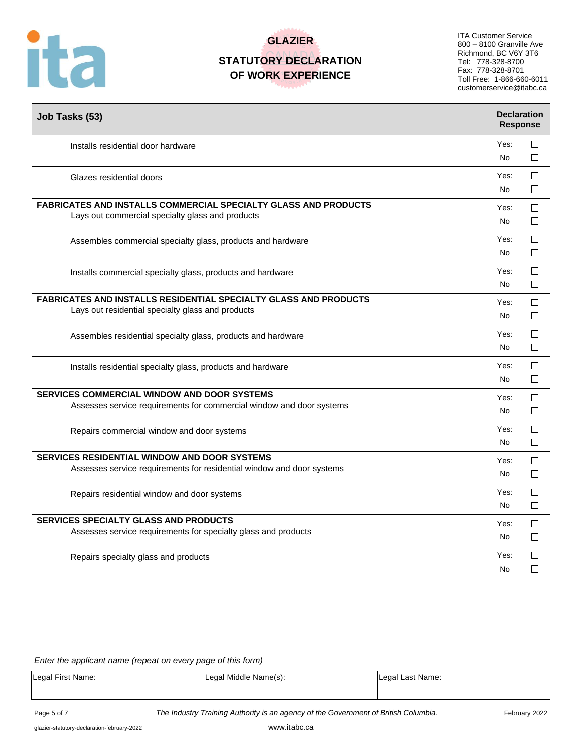# GLAZIER

## STATUTORY DECLARATION OF WORK EXPERIENCE

ITA Customer Service
800 – 8100 Granville Ave
Richmond, BC V6Y 3T6
Tel: 778-328-8700
Fax: 778-328-8701
Toll Free: 1-866-660-6011
customerservice@itabc.ca

| Job Tasks (53) | Declaration Response |
|---|---|
| Installs residential door hardware | Yes: ☐ No ☐ |
| Glazes residential doors | Yes: ☐ No ☐ |
| **FABRICATES AND INSTALLS COMMERCIAL SPECIALTY GLASS AND PRODUCTS** Lays out commercial specialty glass and products | Yes: ☐ No ☐ |
| Assembles commercial specialty glass, products and hardware | Yes: ☐ No ☐ |
| Installs commercial specialty glass, products and hardware | Yes: ☐ No ☐ |
| **FABRICATES AND INSTALLS RESIDENTIAL SPECIALTY GLASS AND PRODUCTS** Lays out residential specialty glass and products | Yes: ☐ No ☐ |
| Assembles residential specialty glass, products and hardware | Yes: ☐ No ☐ |
| Installs residential specialty glass, products and hardware | Yes: ☐ No ☐ |
| **SERVICES COMMERCIAL WINDOW AND DOOR SYSTEMS** Assesses service requirements for commercial window and door systems | Yes: ☐ No ☐ |
| Repairs commercial window and door systems | Yes: ☐ No ☐ |
| **SERVICES RESIDENTIAL WINDOW AND DOOR SYSTEMS** Assesses service requirements for residential window and door systems | Yes: ☐ No ☐ |
| Repairs residential window and door systems | Yes: ☐ No ☐ |
| **SERVICES SPECIALTY GLASS AND PRODUCTS** Assesses service requirements for specialty glass and products | Yes: ☐ No ☐ |
| Repairs specialty glass and products | Yes: ☐ No ☐ |

*Enter the applicant name (repeat on every page of this form)*

| Legal First Name: | Legal Middle Name(s): | Legal Last Name: |
|---|---|---|
| | | |

*The Industry Training Authority is an agency of the Government of British Columbia.*

www.itabc.ca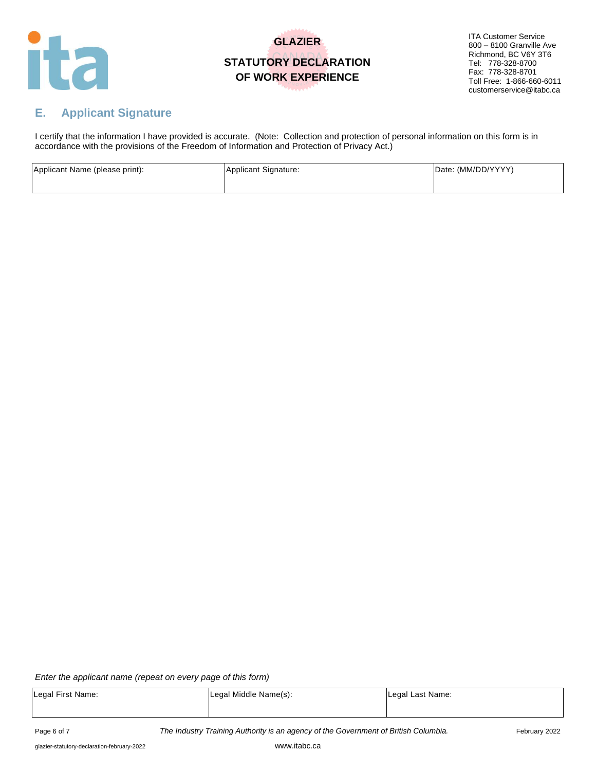# GLAZIER
## STATUTORY DECLARATION OF WORK EXPERIENCE

ITA Customer Service
800 – 8100 Granville Ave
Richmond, BC V6Y 3T6
Tel: 778-328-8700
Fax: 778-328-8701
Toll Free: 1-866-660-6011
customerservice@itabc.ca

## E. Applicant Signature

I certify that the information I have provided is accurate. (Note: Collection and protection of personal information on this form is in accordance with the provisions of the Freedom of Information and Protection of Privacy Act.)

| Applicant Name (please print): | Applicant Signature: | Date: (MM/DD/YYYY) |
|---|---|---|
| | | |

*Enter the applicant name (repeat on every page of this form)*

| Legal First Name: | Legal Middle Name(s): | Legal Last Name: |
|---|---|---|
| | | |

*The Industry Training Authority is an agency of the Government of British Columbia.*

www.itabc.ca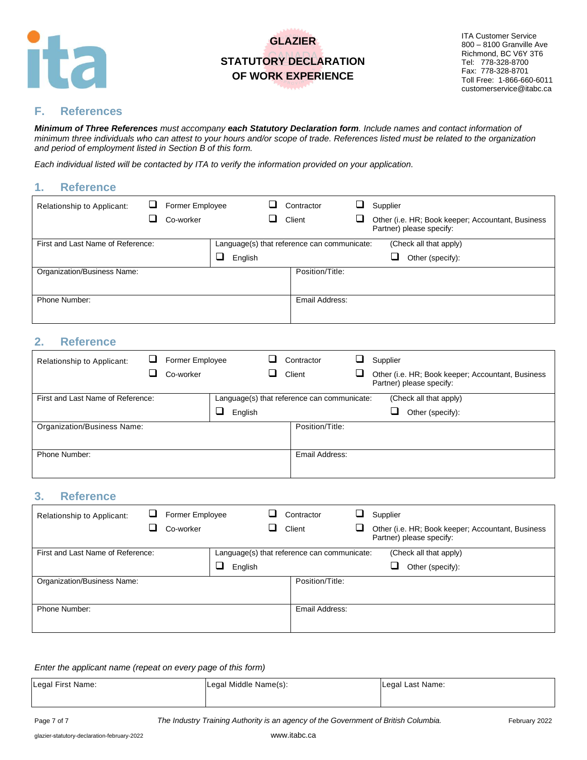GLAZIER

STATUTORY DECLARATION
OF WORK EXPERIENCE

ITA Customer Service
800 – 8100 Granville Ave
Richmond, BC V6Y 3T6
Tel: 778-328-8700
Fax: 778-328-8701
Toll Free: 1-866-660-6011
customerservice@itabc.ca

## F. References

***Minimum of Three References** must accompany **each Statutory Declaration form**. Include names and contact information of minimum three individuals who can attest to your hours and/or scope of trade. References listed must be related to the organization and period of employment listed in Section B of this form.*

*Each individual listed will be contacted by ITA to verify the information provided on your application.*

### 1. Reference

| | | | |
|---|---|---|---|
| Relationship to Applicant: | ❑ Former Employee<br>❑ Co-worker | ❑ Contractor<br>❑ Client | ❑ Supplier<br>❑ Other (i.e. HR; Book keeper; Accountant, Business Partner) please specify: |
| First and Last Name of Reference: | Language(s) that reference can communicate:<br>❑ English | | (Check all that apply)<br>❑ Other (specify): |
| Organization/Business Name: | | Position/Title: | |
| Phone Number: | | Email Address: | |

### 2. Reference

| | | | |
|---|---|---|---|
| Relationship to Applicant: | ❑ Former Employee<br>❑ Co-worker | ❑ Contractor<br>❑ Client | ❑ Supplier<br>❑ Other (i.e. HR; Book keeper; Accountant, Business Partner) please specify: |
| First and Last Name of Reference: | Language(s) that reference can communicate:<br>❑ English | | (Check all that apply)<br>❑ Other (specify): |
| Organization/Business Name: | | Position/Title: | |
| Phone Number: | | Email Address: | |

### 3. Reference

| | | | |
|---|---|---|---|
| Relationship to Applicant: | ❑ Former Employee<br>❑ Co-worker | ❑ Contractor<br>❑ Client | ❑ Supplier<br>❑ Other (i.e. HR; Book keeper; Accountant, Business Partner) please specify: |
| First and Last Name of Reference: | Language(s) that reference can communicate:<br>❑ English | | (Check all that apply)<br>❑ Other (specify): |
| Organization/Business Name: | | Position/Title: | |
| Phone Number: | | Email Address: | |

*Enter the applicant name (repeat on every page of this form)*

| Legal First Name: | Legal Middle Name(s): | Legal Last Name: |
|---|---|---|
| | | |

*The Industry Training Authority is an agency of the Government of British Columbia.*

February 2022

glazier-statutory-declaration-february-2022

www.itabc.ca